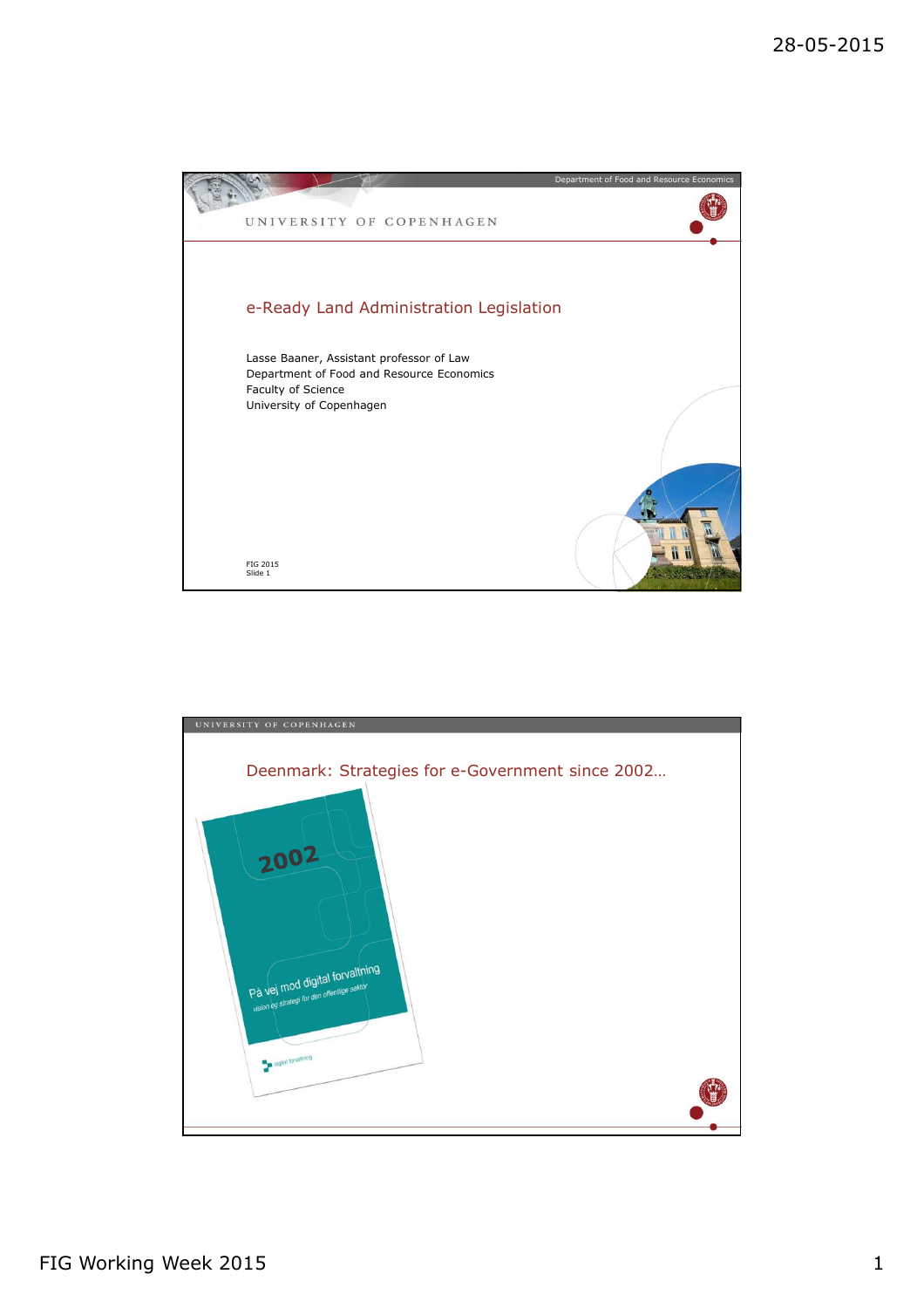# e-Ready Land Administration Legislation

Lasse Baaner, Assistant professor of Law
Department of Food and Resource Economics
Faculty of Science
University of Copenhagen

FIG 2015
Slide 1

## Deenmark: Strategies for e-Government since 2002…

2002

På vej mod digital forvaltning
vision og strategi for den offentlige sektor

digital forvaltning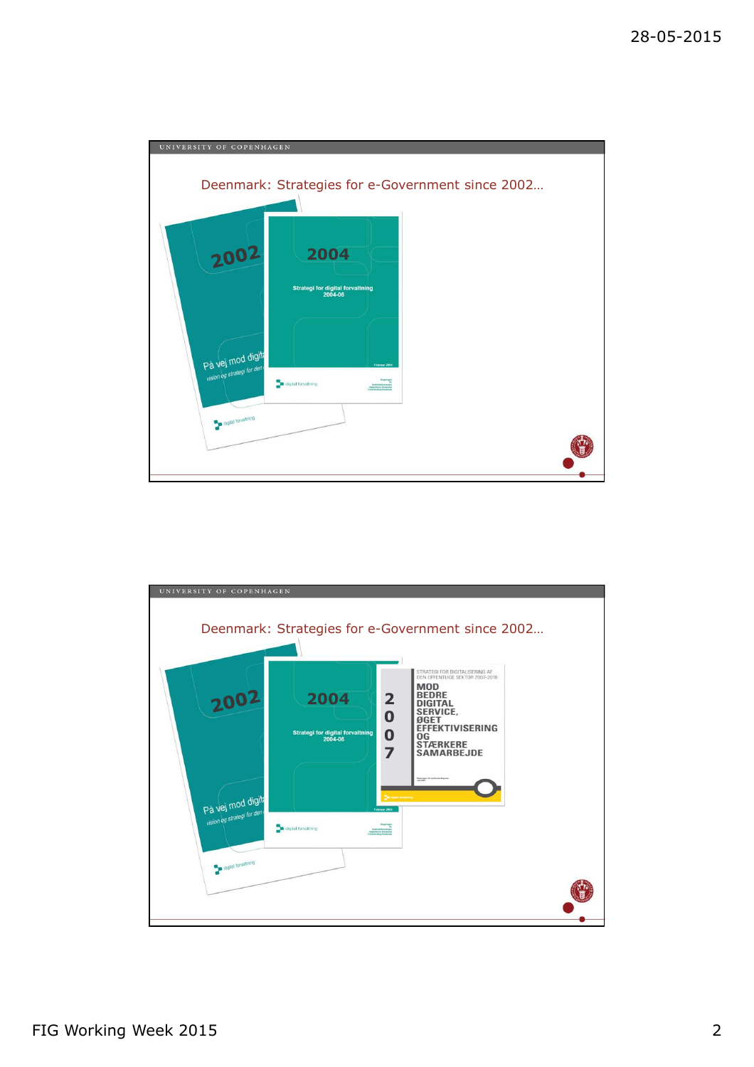UNIVERSITY OF COPENHAGEN

## Deenmark: Strategies for e-Government since 2002…

2002

På vej mod digit…

vision og strategi for den…

digital forvaltning

2004

Strategi for digital forvaltning 2004-06

digital forvaltning

---

UNIVERSITY OF COPENHAGEN

## Deenmark: Strategies for e-Government since 2002…

2002

På vej mod digit…

vision og strategi for den…

digital forvaltning

2004

Strategi for digital forvaltning 2004-06

digital forvaltning

2007

STRATEGI FOR DIGITALISERING AF DEN OFFENTLIGE SEKTOR 2007-2010

MOD BEDRE DIGITAL SERVICE, ØGET EFFEKTIVISERING OG STÆRKERE SAMARBEJDE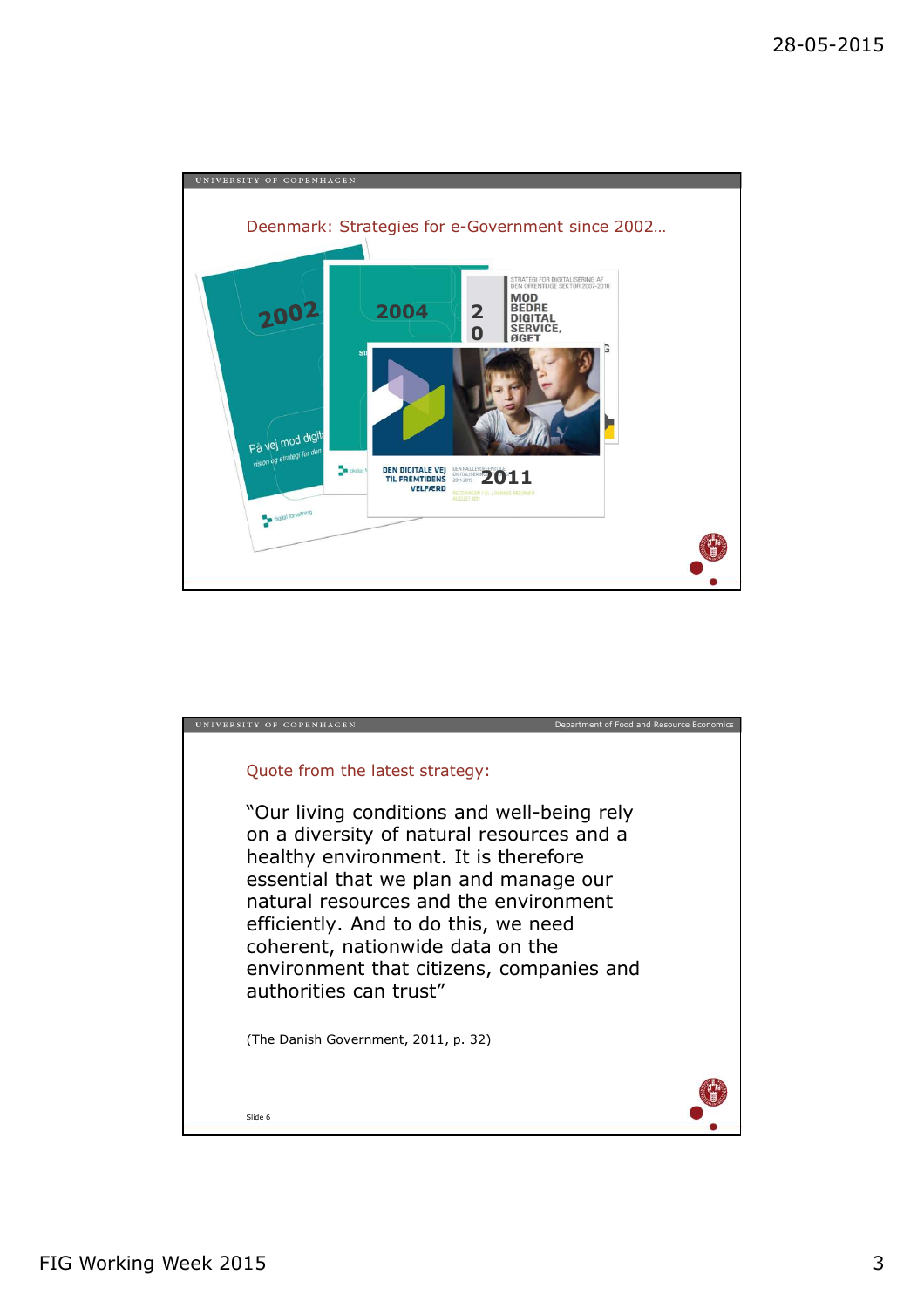## Deenmark: Strategies for e-Government since 2002…

## Quote from the latest strategy:

"Our living conditions and well-being rely on a diversity of natural resources and a healthy environment. It is therefore essential that we plan and manage our natural resources and the environment efficiently. And to do this, we need coherent, nationwide data on the environment that citizens, companies and authorities can trust"

(The Danish Government, 2011, p. 32)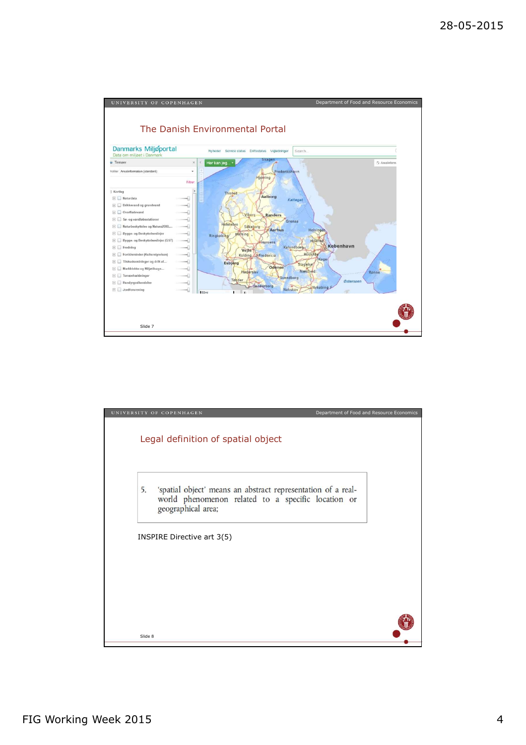## The Danish Environmental Portal

Danmarks Miljøportal
Data om miljøet i Danmark

Slide 7

## Legal definition of spatial object

> 5. 'spatial object' means an abstract representation of a real-world phenomenon related to a specific location or geographical area;

INSPIRE Directive art 3(5)

Slide 8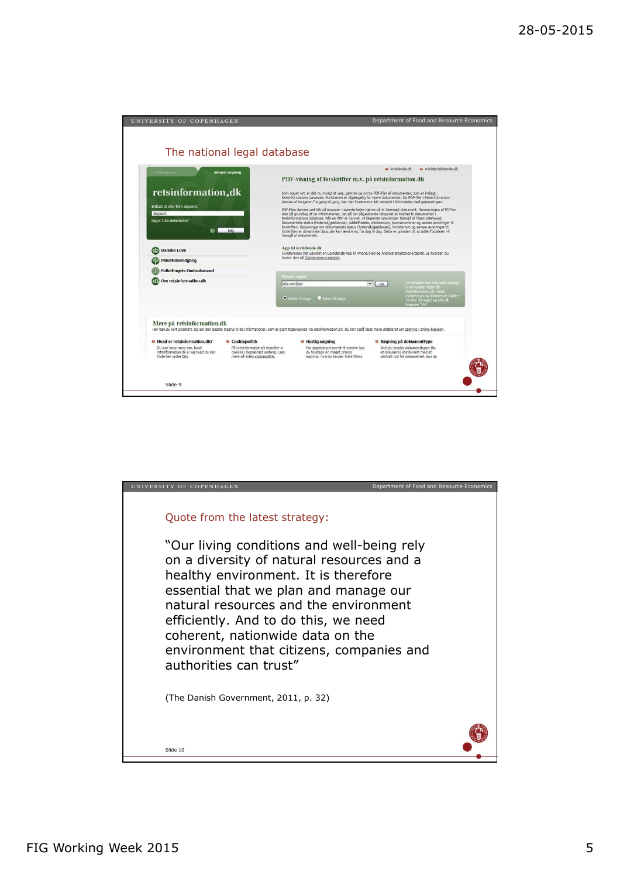## The national legal database

retsinformation.dk

## Quote from the latest strategy:

"Our living conditions and well-being rely on a diversity of natural resources and a healthy environment. It is therefore essential that we plan and manage our natural resources and the environment efficiently. And to do this, we need coherent, nationwide data on the environment that citizens, companies and authorities can trust"

(The Danish Government, 2011, p. 32)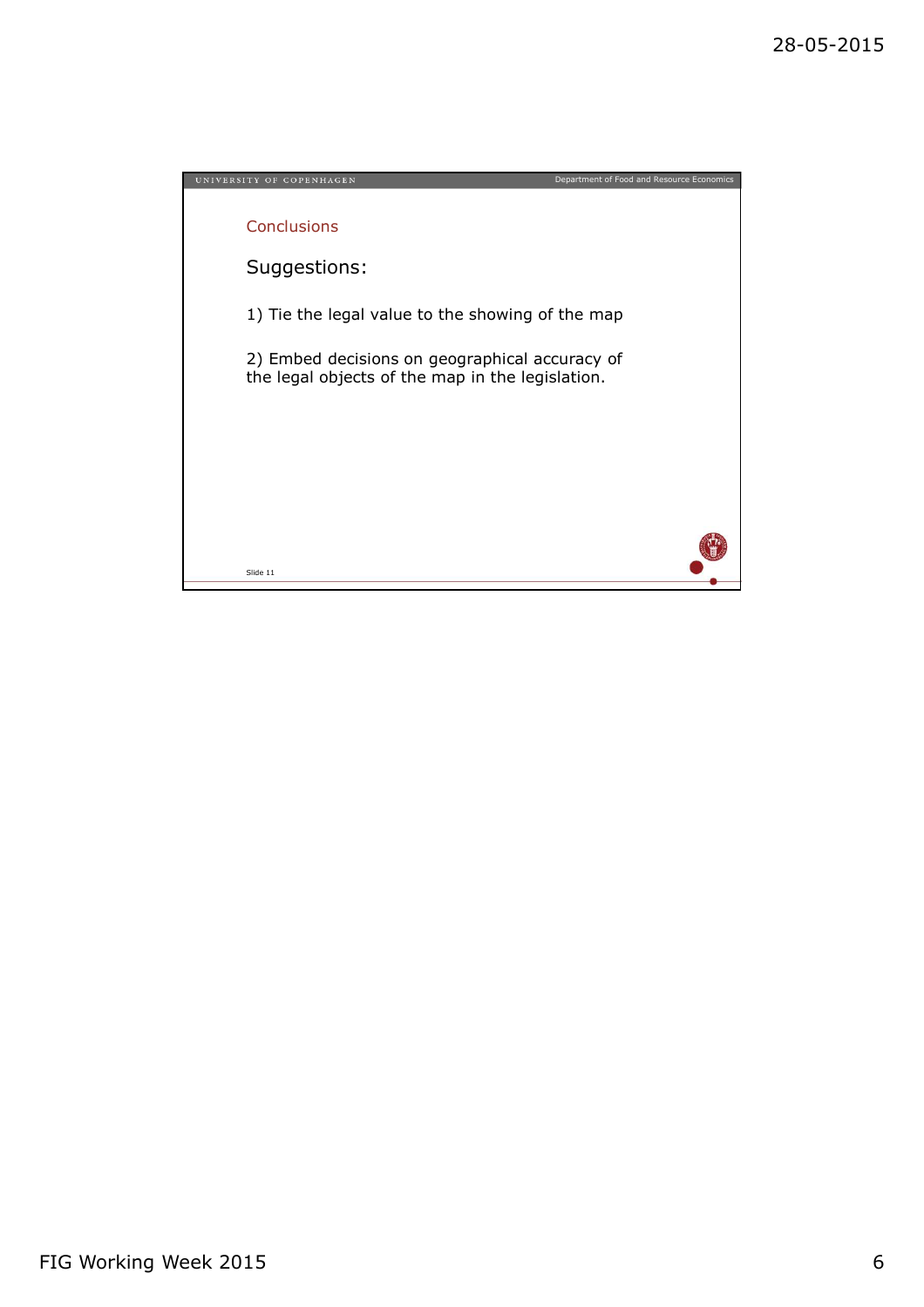## Conclusions

### Suggestions:

1) Tie the legal value to the showing of the map

2) Embed decisions on geographical accuracy of the legal objects of the map in the legislation.